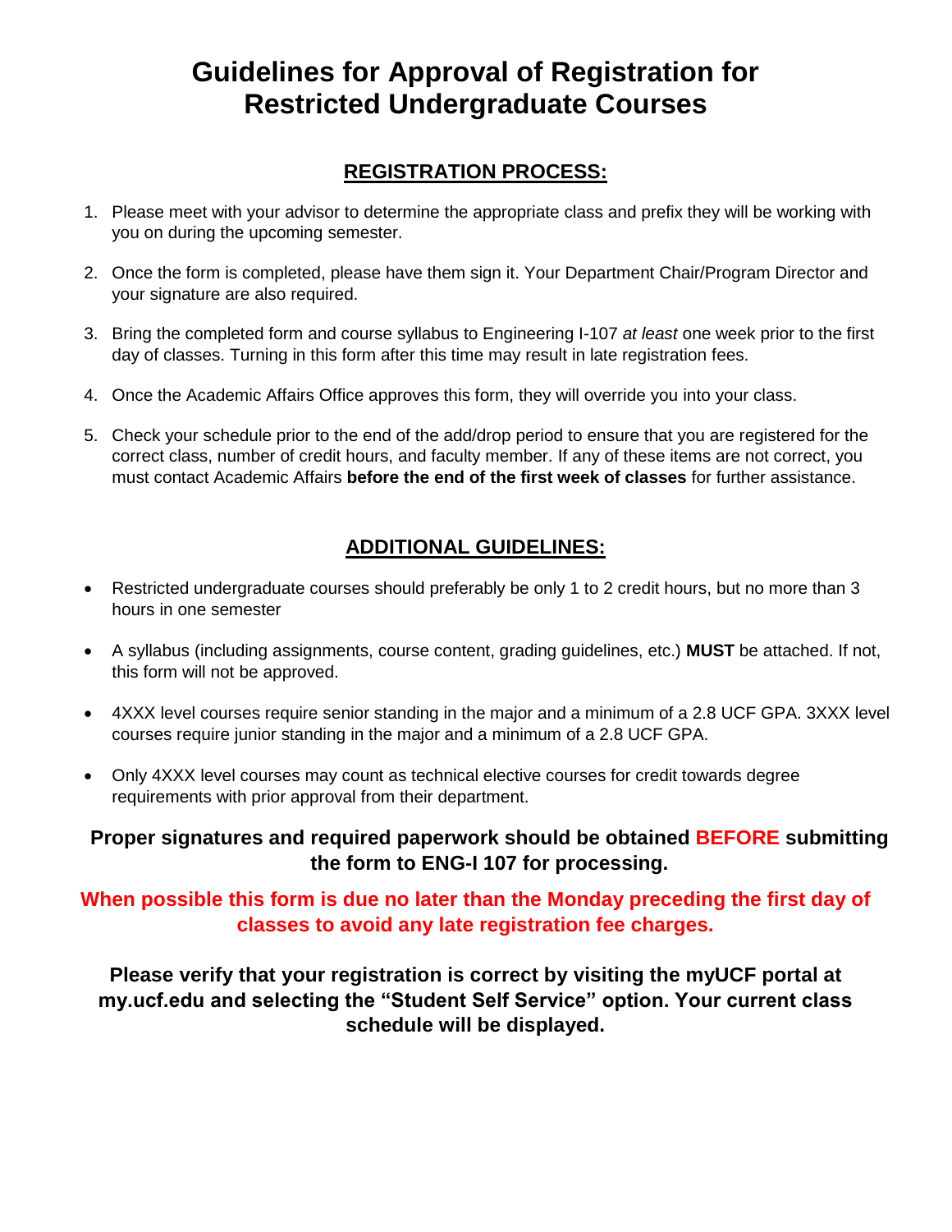# Guidelines for Approval of Registration for Restricted Undergraduate Courses

## REGISTRATION PROCESS:

1. Please meet with your advisor to determine the appropriate class and prefix they will be working with you on during the upcoming semester.
2. Once the form is completed, please have them sign it. Your Department Chair/Program Director and your signature are also required.
3. Bring the completed form and course syllabus to Engineering I-107 *at least* one week prior to the first day of classes. Turning in this form after this time may result in late registration fees.
4. Once the Academic Affairs Office approves this form, they will override you into your class.
5. Check your schedule prior to the end of the add/drop period to ensure that you are registered for the correct class, number of credit hours, and faculty member. If any of these items are not correct, you must contact Academic Affairs **before the end of the first week of classes** for further assistance.

## ADDITIONAL GUIDELINES:

- Restricted undergraduate courses should preferably be only 1 to 2 credit hours, but no more than 3 hours in one semester
- A syllabus (including assignments, course content, grading guidelines, etc.) **MUST** be attached. If not, this form will not be approved.
- 4XXX level courses require senior standing in the major and a minimum of a 2.8 UCF GPA. 3XXX level courses require junior standing in the major and a minimum of a 2.8 UCF GPA.
- Only 4XXX level courses may count as technical elective courses for credit towards degree requirements with prior approval from their department.

**Proper signatures and required paperwork should be obtained BEFORE submitting the form to ENG-I 107 for processing.**

**When possible this form is due no later than the Monday preceding the first day of classes to avoid any late registration fee charges.**

**Please verify that your registration is correct by visiting the myUCF portal at my.ucf.edu and selecting the "Student Self Service" option. Your current class schedule will be displayed.**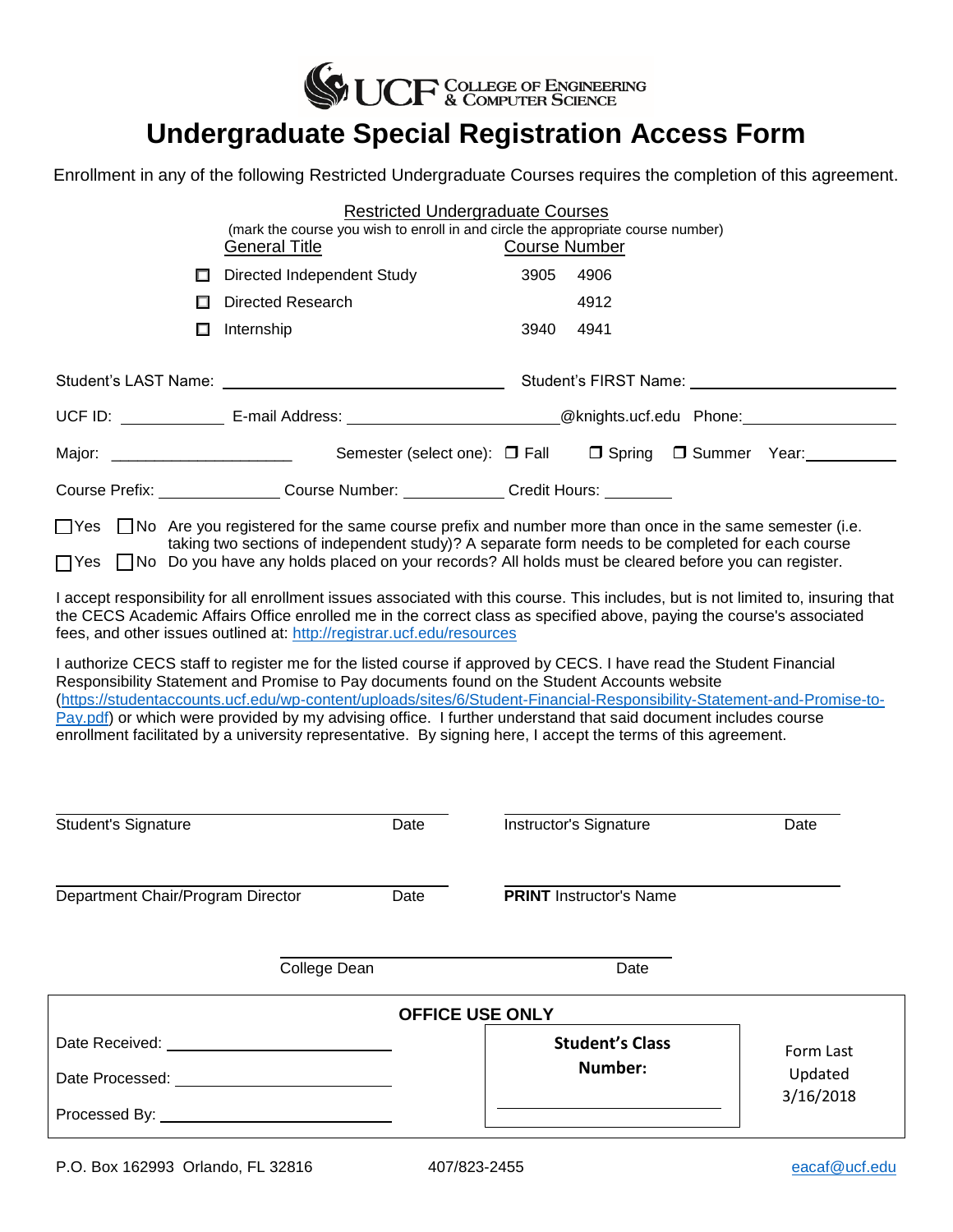UCF College of Engineering & Computer Science

# Undergraduate Special Registration Access Form

Enrollment in any of the following Restricted Undergraduate Courses requires the completion of this agreement.

**Restricted Undergraduate Courses**
(mark the course you wish to enroll in and circle the appropriate course number)

| | General Title | Course Number | |
|---|---|---|---|
| ☐ | Directed Independent Study | 3905 | 4906 |
| ☐ | Directed Research | | 4912 |
| ☐ | Internship | 3940 | 4941 |

Student's LAST Name: ______________________ Student's FIRST Name: ______________________

UCF ID: __________ E-mail Address: ______________________@knights.ucf.edu Phone: ______________

Major: ____________________ Semester (select one): ☐ Fall ☐ Spring ☐ Summer Year: __________

Course Prefix: ____________ Course Number: __________ Credit Hours: ________

☐ Yes ☐ No Are you registered for the same course prefix and number more than once in the same semester (i.e. taking two sections of independent study)? A separate form needs to be completed for each course

☐ Yes ☐ No Do you have any holds placed on your records? All holds must be cleared before you can register.

I accept responsibility for all enrollment issues associated with this course. This includes, but is not limited to, insuring that the CECS Academic Affairs Office enrolled me in the correct class as specified above, paying the course's associated fees, and other issues outlined at: http://registrar.ucf.edu/resources

I authorize CECS staff to register me for the listed course if approved by CECS. I have read the Student Financial Responsibility Statement and Promise to Pay documents found on the Student Accounts website (https://studentaccounts.ucf.edu/wp-content/uploads/sites/6/Student-Financial-Responsibility-Statement-and-Promise-to-Pay.pdf) or which were provided by my advising office. I further understand that said document includes course enrollment facilitated by a university representative. By signing here, I accept the terms of this agreement.

______________________________ Date
Student's Signature

______________________________ Date
Instructor's Signature

______________________________ Date
Department Chair/Program Director

______________________________
**PRINT** Instructor's Name

______________________________ Date
College Dean

**OFFICE USE ONLY**

Date Received: ______________________

Date Processed: ______________________

Processed By: ______________________

**Student's Class Number:** ______________________

Form Last Updated 3/16/2018

P.O. Box 162993 Orlando, FL 32816 407/823-2455 eacaf@ucf.edu